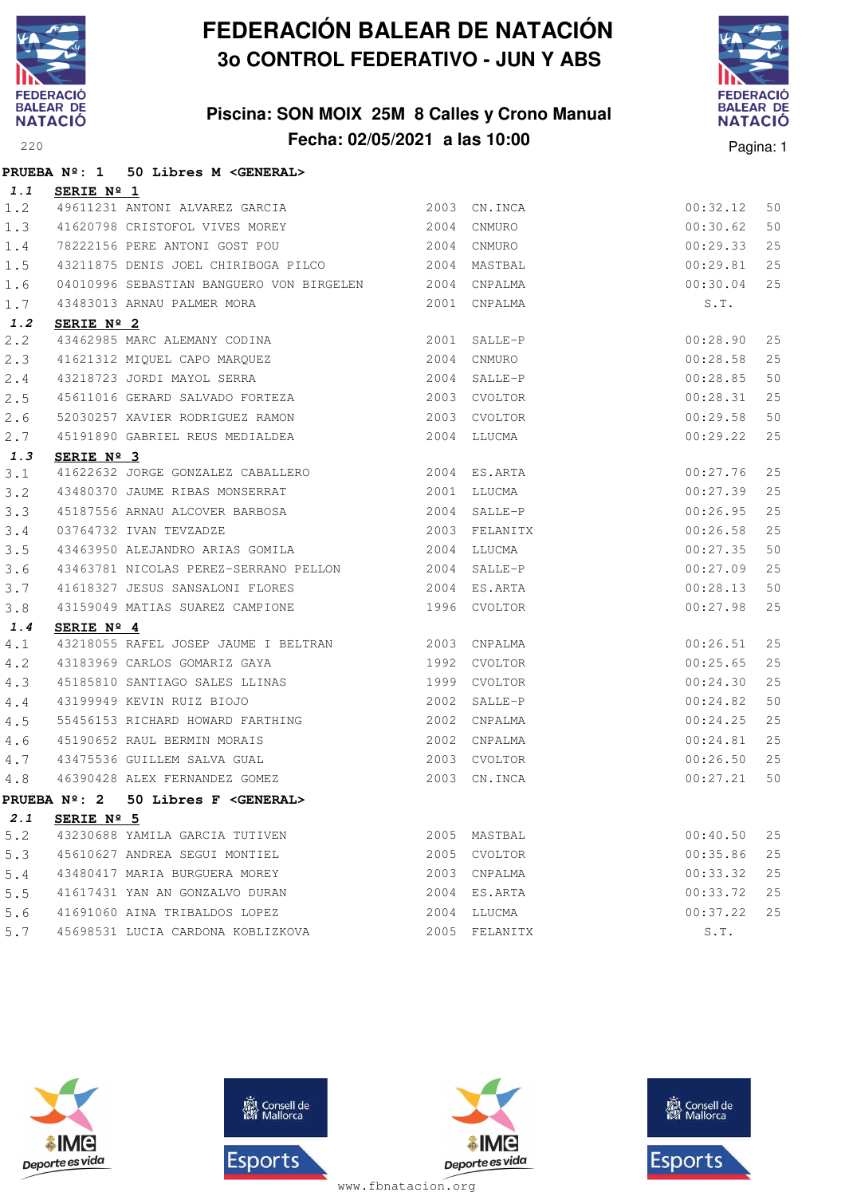# FEDERACIÓN BALEAR DE NATACIÓN

## 3o CONTROL FEDERATIVO - JUN Y ABS

### Piscina: SON MOIX 25M 8 Calles y Crono Manual

### Fecha: 02/05/2021 a las 10:00

220

**PRUEBA Nº: 1 50 Libres M <GENERAL>**

| | | | | | | |
|---|---|---|---|---|---|---|
| ***1.1*** | **SERIE Nº 1** | | | | | |
| 1.2 | 49611231 | ANTONI ALVAREZ GARCIA | 2003 | CN.INCA | 00:32.12 | 50 |
| 1.3 | 41620798 | CRISTOFOL VIVES MOREY | 2004 | CNMURO | 00:30.62 | 50 |
| 1.4 | 78222156 | PERE ANTONI GOST POU | 2004 | CNMURO | 00:29.33 | 25 |
| 1.5 | 43211875 | DENIS JOEL CHIRIBOGA PILCO | 2004 | MASTBAL | 00:29.81 | 25 |
| 1.6 | 04010996 | SEBASTIAN BANGUERO VON BIRGELEN | 2004 | CNPALMA | 00:30.04 | 25 |
| 1.7 | 43483013 | ARNAU PALMER MORA | 2001 | CNPALMA | S.T. | |
| ***1.2*** | **SERIE Nº 2** | | | | | |
| 2.2 | 43462985 | MARC ALEMANY CODINA | 2001 | SALLE-P | 00:28.90 | 25 |
| 2.3 | 41621312 | MIQUEL CAPO MARQUEZ | 2004 | CNMURO | 00:28.58 | 25 |
| 2.4 | 43218723 | JORDI MAYOL SERRA | 2004 | SALLE-P | 00:28.85 | 50 |
| 2.5 | 45611016 | GERARD SALVADO FORTEZA | 2003 | CVOLTOR | 00:28.31 | 25 |
| 2.6 | 52030257 | XAVIER RODRIGUEZ RAMON | 2003 | CVOLTOR | 00:29.58 | 50 |
| 2.7 | 45191890 | GABRIEL REUS MEDIALDEA | 2004 | LLUCMA | 00:29.22 | 25 |
| ***1.3*** | **SERIE Nº 3** | | | | | |
| 3.1 | 41622632 | JORGE GONZALEZ CABALLERO | 2004 | ES.ARTA | 00:27.76 | 25 |
| 3.2 | 43480370 | JAUME RIBAS MONSERRAT | 2001 | LLUCMA | 00:27.39 | 25 |
| 3.3 | 45187556 | ARNAU ALCOVER BARBOSA | 2004 | SALLE-P | 00:26.95 | 25 |
| 3.4 | 03764732 | IVAN TEVZADZE | 2003 | FELANITX | 00:26.58 | 25 |
| 3.5 | 43463950 | ALEJANDRO ARIAS GOMILA | 2004 | LLUCMA | 00:27.35 | 50 |
| 3.6 | 43463781 | NICOLAS PEREZ-SERRANO PELLON | 2004 | SALLE-P | 00:27.09 | 25 |
| 3.7 | 41618327 | JESUS SANSALONI FLORES | 2004 | ES.ARTA | 00:28.13 | 50 |
| 3.8 | 43159049 | MATIAS SUAREZ CAMPIONE | 1996 | CVOLTOR | 00:27.98 | 25 |
| ***1.4*** | **SERIE Nº 4** | | | | | |
| 4.1 | 43218055 | RAFEL JOSEP JAUME I BELTRAN | 2003 | CNPALMA | 00:26.51 | 25 |
| 4.2 | 43183969 | CARLOS GOMARIZ GAYA | 1992 | CVOLTOR | 00:25.65 | 25 |
| 4.3 | 45185810 | SANTIAGO SALES LLINAS | 1999 | CVOLTOR | 00:24.30 | 25 |
| 4.4 | 43199949 | KEVIN RUIZ BIOJO | 2002 | SALLE-P | 00:24.82 | 50 |
| 4.5 | 55456153 | RICHARD HOWARD FARTHING | 2002 | CNPALMA | 00:24.25 | 25 |
| 4.6 | 45190652 | RAUL BERMIN MORAIS | 2002 | CNPALMA | 00:24.81 | 25 |
| 4.7 | 43475536 | GUILLEM SALVA GUAL | 2003 | CVOLTOR | 00:26.50 | 25 |
| 4.8 | 46390428 | ALEX FERNANDEZ GOMEZ | 2003 | CN.INCA | 00:27.21 | 50 |

**PRUEBA Nº: 2 50 Libres F <GENERAL>**

| | | | | | | |
|---|---|---|---|---|---|---|
| ***2.1*** | **SERIE Nº 5** | | | | | |
| 5.2 | 43230688 | YAMILA GARCIA TUTIVEN | 2005 | MASTBAL | 00:40.50 | 25 |
| 5.3 | 45610627 | ANDREA SEGUI MONTIEL | 2005 | CVOLTOR | 00:35.86 | 25 |
| 5.4 | 43480417 | MARIA BURGUERA MOREY | 2003 | CNPALMA | 00:33.32 | 25 |
| 5.5 | 41617431 | YAN AN GONZALVO DURAN | 2004 | ES.ARTA | 00:33.72 | 25 |
| 5.6 | 41691060 | AINA TRIBALDOS LOPEZ | 2004 | LLUCMA | 00:37.22 | 25 |
| 5.7 | 45698531 | LUCIA CARDONA KOBLIZKOVA | 2005 | FELANITX | S.T. | |

www.fbnatacion.org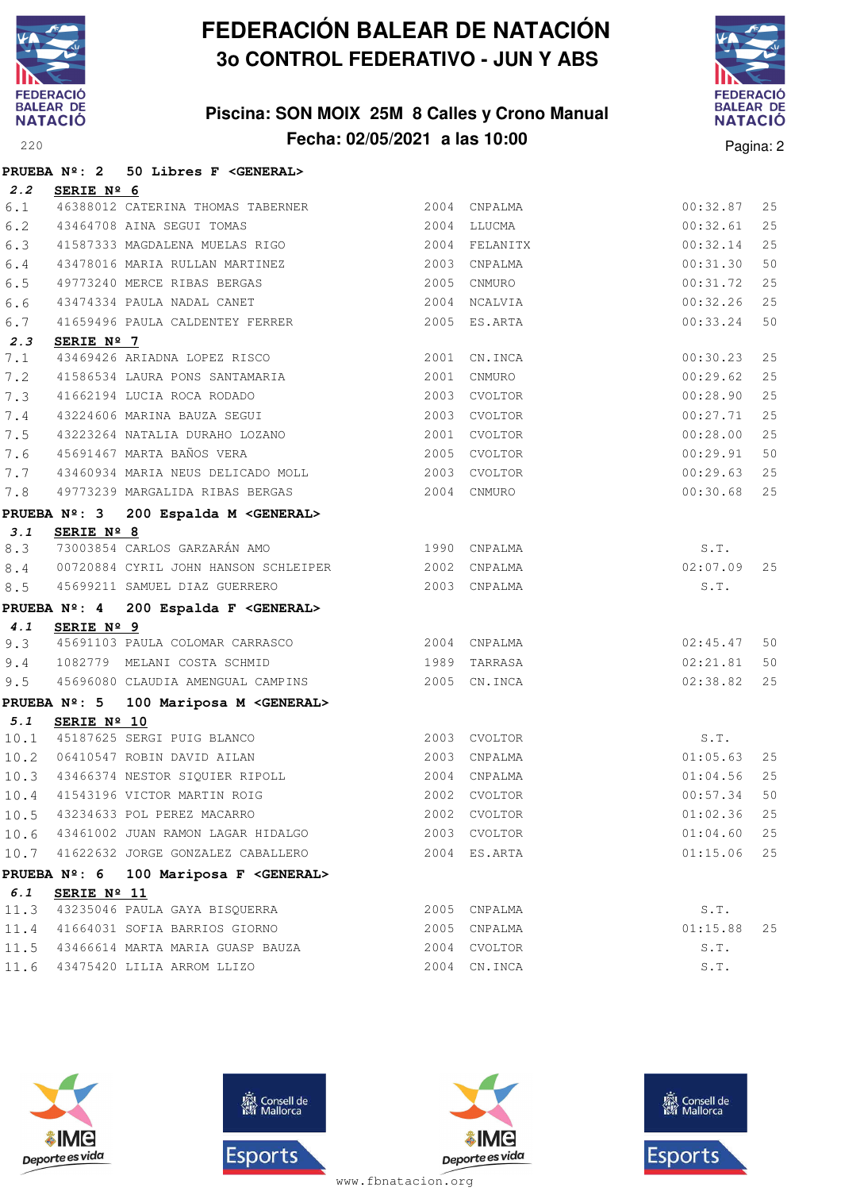# FEDERACIÓN BALEAR DE NATACIÓN

## 3o CONTROL FEDERATIVO - JUN Y ABS

### Piscina: SON MOIX 25M 8 Calles y Crono Manual

### Fecha: 02/05/2021 a las 10:00

**PRUEBA Nº: 2 50 Libres F <GENERAL>**

**2.2 SERIE Nº 6**

| | | | | | | |
|---|---|---|---|---|---|---|
| 6.1 | 46388012 | CATERINA THOMAS TABERNER | 2004 | CNPALMA | 00:32.87 | 25 |
| 6.2 | 43464708 | AINA SEGUI TOMAS | 2004 | LLUCMA | 00:32.61 | 25 |
| 6.3 | 41587333 | MAGDALENA MUELAS RIGO | 2004 | FELANITX | 00:32.14 | 25 |
| 6.4 | 43478016 | MARIA RULLAN MARTINEZ | 2003 | CNPALMA | 00:31.30 | 50 |
| 6.5 | 49773240 | MERCE RIBAS BERGAS | 2005 | CNMURO | 00:31.72 | 25 |
| 6.6 | 43474334 | PAULA NADAL CANET | 2004 | NCALVIA | 00:32.26 | 25 |
| 6.7 | 41659496 | PAULA CALDENTEY FERRER | 2005 | ES.ARTA | 00:33.24 | 50 |

**2.3 SERIE Nº 7**

| | | | | | | |
|---|---|---|---|---|---|---|
| 7.1 | 43469426 | ARIADNA LOPEZ RISCO | 2001 | CN.INCA | 00:30.23 | 25 |
| 7.2 | 41586534 | LAURA PONS SANTAMARIA | 2001 | CNMURO | 00:29.62 | 25 |
| 7.3 | 41662194 | LUCIA ROCA RODADO | 2003 | CVOLTOR | 00:28.90 | 25 |
| 7.4 | 43224606 | MARINA BAUZA SEGUI | 2003 | CVOLTOR | 00:27.71 | 25 |
| 7.5 | 43223264 | NATALIA DURAHO LOZANO | 2001 | CVOLTOR | 00:28.00 | 25 |
| 7.6 | 45691467 | MARTA BAÑOS VERA | 2005 | CVOLTOR | 00:29.91 | 50 |
| 7.7 | 43460934 | MARIA NEUS DELICADO MOLL | 2003 | CVOLTOR | 00:29.63 | 25 |
| 7.8 | 49773239 | MARGALIDA RIBAS BERGAS | 2004 | CNMURO | 00:30.68 | 25 |

**PRUEBA Nº: 3 200 Espalda M <GENERAL>**

**3.1 SERIE Nº 8**

| | | | | | | |
|---|---|---|---|---|---|---|
| 8.3 | 73003854 | CARLOS GARZARÁN AMO | 1990 | CNPALMA | S.T. | |
| 8.4 | 00720884 | CYRIL JOHN HANSON SCHLEIPER | 2002 | CNPALMA | 02:07.09 | 25 |
| 8.5 | 45699211 | SAMUEL DIAZ GUERRERO | 2003 | CNPALMA | S.T. | |

**PRUEBA Nº: 4 200 Espalda F <GENERAL>**

**4.1 SERIE Nº 9**

| | | | | | | |
|---|---|---|---|---|---|---|
| 9.3 | 45691103 | PAULA COLOMAR CARRASCO | 2004 | CNPALMA | 02:45.47 | 50 |
| 9.4 | 1082779 | MELANI COSTA SCHMID | 1989 | TARRASA | 02:21.81 | 50 |
| 9.5 | 45696080 | CLAUDIA AMENGUAL CAMPINS | 2005 | CN.INCA | 02:38.82 | 25 |

**PRUEBA Nº: 5 100 Mariposa M <GENERAL>**

**5.1 SERIE Nº 10**

| | | | | | | |
|---|---|---|---|---|---|---|
| 10.1 | 45187625 | SERGI PUIG BLANCO | 2003 | CVOLTOR | S.T. | |
| 10.2 | 06410547 | ROBIN DAVID AILAN | 2003 | CNPALMA | 01:05.63 | 25 |
| 10.3 | 43466374 | NESTOR SIQUIER RIPOLL | 2004 | CNPALMA | 01:04.56 | 25 |
| 10.4 | 41543196 | VICTOR MARTIN ROIG | 2002 | CVOLTOR | 00:57.34 | 50 |
| 10.5 | 43234633 | POL PEREZ MACARRO | 2002 | CVOLTOR | 01:02.36 | 25 |
| 10.6 | 43461002 | JUAN RAMON LAGAR HIDALGO | 2003 | CVOLTOR | 01:04.60 | 25 |
| 10.7 | 41622632 | JORGE GONZALEZ CABALLERO | 2004 | ES.ARTA | 01:15.06 | 25 |

**PRUEBA Nº: 6 100 Mariposa F <GENERAL>**

**6.1 SERIE Nº 11**

| | | | | | | |
|---|---|---|---|---|---|---|
| 11.3 | 43235046 | PAULA GAYA BISQUERRA | 2005 | CNPALMA | S.T. | |
| 11.4 | 41664031 | SOFIA BARRIOS GIORNO | 2005 | CNPALMA | 01:15.88 | 25 |
| 11.5 | 43466614 | MARTA MARIA GUASP BAUZA | 2004 | CVOLTOR | S.T. | |
| 11.6 | 43475420 | LILIA ARROM LLIZO | 2004 | CN.INCA | S.T. | |

www.fbnatacion.org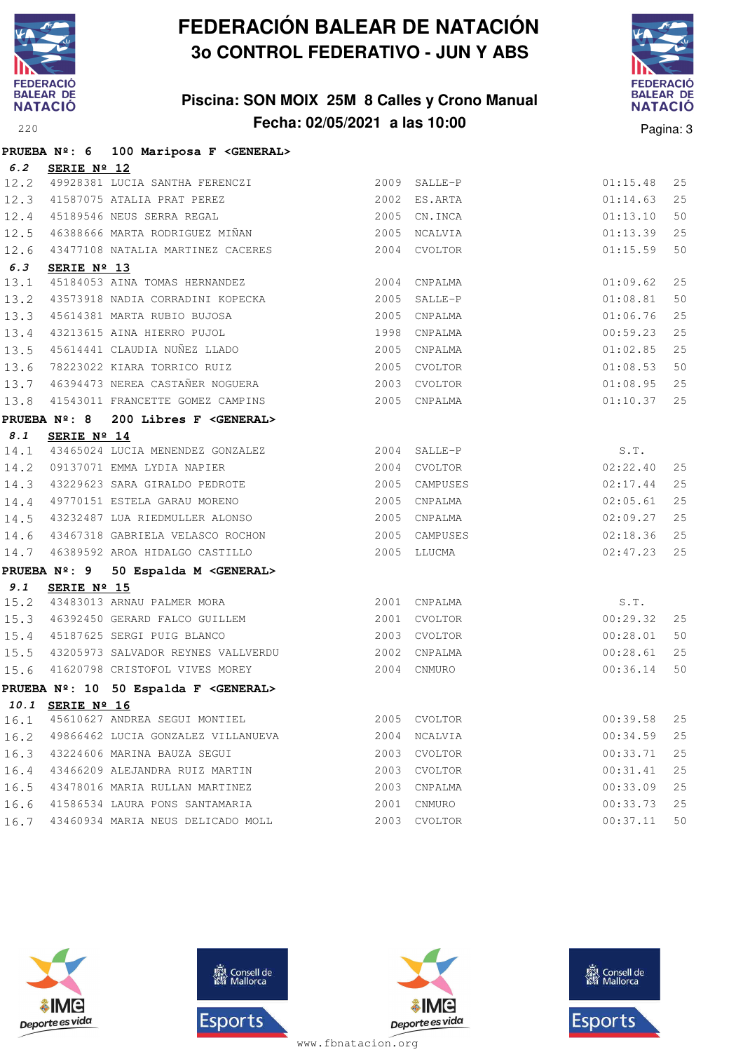# FEDERACIÓN BALEAR DE NATACIÓN

## 3o CONTROL FEDERATIVO - JUN Y ABS

### Piscina: SON MOIX 25M 8 Calles y Crono Manual

### Fecha: 02/05/2021 a las 10:00

**PRUEBA Nº: 6 100 Mariposa F <GENERAL>**

**6.2 SERIE Nº 12**

| | | | | | | |
|---|---|---|---|---|---|---|
| 12.2 | 49928381 | LUCIA SANTHA FERENCZI | 2009 | SALLE-P | 01:15.48 | 25 |
| 12.3 | 41587075 | ATALIA PRAT PEREZ | 2002 | ES.ARTA | 01:14.63 | 25 |
| 12.4 | 45189546 | NEUS SERRA REGAL | 2005 | CN.INCA | 01:13.10 | 50 |
| 12.5 | 46388666 | MARTA RODRIGUEZ MIÑAN | 2005 | NCALVIA | 01:13.39 | 25 |
| 12.6 | 43477108 | NATALIA MARTINEZ CACERES | 2004 | CVOLTOR | 01:15.59 | 50 |

**6.3 SERIE Nº 13**

| | | | | | | |
|---|---|---|---|---|---|---|
| 13.1 | 45184053 | AINA TOMAS HERNANDEZ | 2004 | CNPALMA | 01:09.62 | 25 |
| 13.2 | 43573918 | NADIA CORRADINI KOPECKA | 2005 | SALLE-P | 01:08.81 | 50 |
| 13.3 | 45614381 | MARTA RUBIO BUJOSA | 2005 | CNPALMA | 01:06.76 | 25 |
| 13.4 | 43213615 | AINA HIERRO PUJOL | 1998 | CNPALMA | 00:59.23 | 25 |
| 13.5 | 45614441 | CLAUDIA NUÑEZ LLADO | 2005 | CNPALMA | 01:02.85 | 25 |
| 13.6 | 78223022 | KIARA TORRICO RUIZ | 2005 | CVOLTOR | 01:08.53 | 50 |
| 13.7 | 46394473 | NEREA CASTAÑER NOGUERA | 2003 | CVOLTOR | 01:08.95 | 25 |
| 13.8 | 41543011 | FRANCETTE GOMEZ CAMPINS | 2005 | CNPALMA | 01:10.37 | 25 |

**PRUEBA Nº: 8 200 Libres F <GENERAL>**

**8.1 SERIE Nº 14**

| | | | | | | |
|---|---|---|---|---|---|---|
| 14.1 | 43465024 | LUCIA MENENDEZ GONZALEZ | 2004 | SALLE-P | S.T. | |
| 14.2 | 09137071 | EMMA LYDIA NAPIER | 2004 | CVOLTOR | 02:22.40 | 25 |
| 14.3 | 43229623 | SARA GIRALDO PEDROTE | 2005 | CAMPUSES | 02:17.44 | 25 |
| 14.4 | 49770151 | ESTELA GARAU MORENO | 2005 | CNPALMA | 02:05.61 | 25 |
| 14.5 | 43232487 | LUA RIEDMULLER ALONSO | 2005 | CNPALMA | 02:09.27 | 25 |
| 14.6 | 43467318 | GABRIELA VELASCO ROCHON | 2005 | CAMPUSES | 02:18.36 | 25 |
| 14.7 | 46389592 | AROA HIDALGO CASTILLO | 2005 | LLUCMA | 02:47.23 | 25 |

**PRUEBA Nº: 9 50 Espalda M <GENERAL>**

**9.1 SERIE Nº 15**

| | | | | | | |
|---|---|---|---|---|---|---|
| 15.2 | 43483013 | ARNAU PALMER MORA | 2001 | CNPALMA | S.T. | |
| 15.3 | 46392450 | GERARD FALCO GUILLEM | 2001 | CVOLTOR | 00:29.32 | 25 |
| 15.4 | 45187625 | SERGI PUIG BLANCO | 2003 | CVOLTOR | 00:28.01 | 50 |
| 15.5 | 43205973 | SALVADOR REYNES VALLVERDU | 2002 | CNPALMA | 00:28.61 | 25 |
| 15.6 | 41620798 | CRISTOFOL VIVES MOREY | 2004 | CNMURO | 00:36.14 | 50 |

**PRUEBA Nº: 10 50 Espalda F <GENERAL>**

**10.1 SERIE Nº 16**

| | | | | | | |
|---|---|---|---|---|---|---|
| 16.1 | 45610627 | ANDREA SEGUI MONTIEL | 2005 | CVOLTOR | 00:39.58 | 25 |
| 16.2 | 49866462 | LUCIA GONZALEZ VILLANUEVA | 2004 | NCALVIA | 00:34.59 | 25 |
| 16.3 | 43224606 | MARINA BAUZA SEGUI | 2003 | CVOLTOR | 00:33.71 | 25 |
| 16.4 | 43466209 | ALEJANDRA RUIZ MARTIN | 2003 | CVOLTOR | 00:31.41 | 25 |
| 16.5 | 43478016 | MARIA RULLAN MARTINEZ | 2003 | CNPALMA | 00:33.09 | 25 |
| 16.6 | 41586534 | LAURA PONS SANTAMARIA | 2001 | CNMURO | 00:33.73 | 25 |
| 16.7 | 43460934 | MARIA NEUS DELICADO MOLL | 2003 | CVOLTOR | 00:37.11 | 50 |

www.fbnatacion.org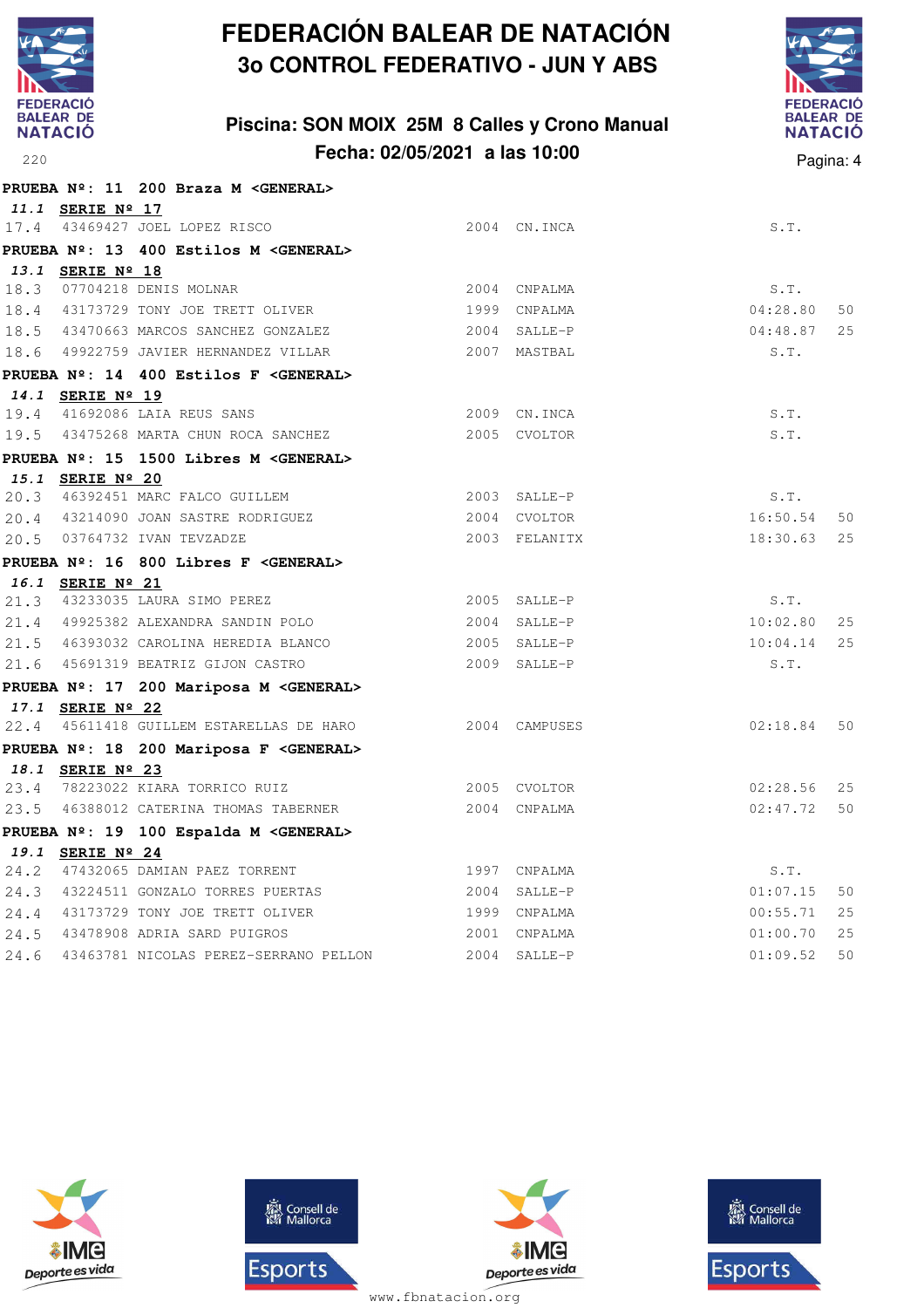# FEDERACIÓN BALEAR DE NATACIÓN
## 3o CONTROL FEDERATIVO - JUN Y ABS
### Piscina: SON MOIX 25M 8 Calles y Crono Manual
### Fecha: 02/05/2021 a las 10:00

**PRUEBA Nº: 11 200 Braza M <GENERAL>**

***11.1*** **SERIE Nº 17**

| | | | | | | |
|---|---|---|---|---|---|---|
| 17.4 | 43469427 | JOEL LOPEZ RISCO | 2004 | CN.INCA | S.T. | |

**PRUEBA Nº: 13 400 Estilos M <GENERAL>**

***13.1*** **SERIE Nº 18**

| | | | | | | |
|---|---|---|---|---|---|---|
| 18.3 | 07704218 | DENIS MOLNAR | 2004 | CNPALMA | S.T. | |
| 18.4 | 43173729 | TONY JOE TRETT OLIVER | 1999 | CNPALMA | 04:28.80 | 50 |
| 18.5 | 43470663 | MARCOS SANCHEZ GONZALEZ | 2004 | SALLE-P | 04:48.87 | 25 |
| 18.6 | 49922759 | JAVIER HERNANDEZ VILLAR | 2007 | MASTBAL | S.T. | |

**PRUEBA Nº: 14 400 Estilos F <GENERAL>**

***14.1*** **SERIE Nº 19**

| | | | | | | |
|---|---|---|---|---|---|---|
| 19.4 | 41692086 | LAIA REUS SANS | 2009 | CN.INCA | S.T. | |
| 19.5 | 43475268 | MARTA CHUN ROCA SANCHEZ | 2005 | CVOLTOR | S.T. | |

**PRUEBA Nº: 15 1500 Libres M <GENERAL>**

***15.1*** **SERIE Nº 20**

| | | | | | | |
|---|---|---|---|---|---|---|
| 20.3 | 46392451 | MARC FALCO GUILLEM | 2003 | SALLE-P | S.T. | |
| 20.4 | 43214090 | JOAN SASTRE RODRIGUEZ | 2004 | CVOLTOR | 16:50.54 | 50 |
| 20.5 | 03764732 | IVAN TEVZADZE | 2003 | FELANITX | 18:30.63 | 25 |

**PRUEBA Nº: 16 800 Libres F <GENERAL>**

***16.1*** **SERIE Nº 21**

| | | | | | | |
|---|---|---|---|---|---|---|
| 21.3 | 43233035 | LAURA SIMO PEREZ | 2005 | SALLE-P | S.T. | |
| 21.4 | 49925382 | ALEXANDRA SANDIN POLO | 2004 | SALLE-P | 10:02.80 | 25 |
| 21.5 | 46393032 | CAROLINA HEREDIA BLANCO | 2005 | SALLE-P | 10:04.14 | 25 |
| 21.6 | 45691319 | BEATRIZ GIJON CASTRO | 2009 | SALLE-P | S.T. | |

**PRUEBA Nº: 17 200 Mariposa M <GENERAL>**

***17.1*** **SERIE Nº 22**

| | | | | | | |
|---|---|---|---|---|---|---|
| 22.4 | 45611418 | GUILLEM ESTARELLAS DE HARO | 2004 | CAMPUSES | 02:18.84 | 50 |

**PRUEBA Nº: 18 200 Mariposa F <GENERAL>**

***18.1*** **SERIE Nº 23**

| | | | | | | |
|---|---|---|---|---|---|---|
| 23.4 | 78223022 | KIARA TORRICO RUIZ | 2005 | CVOLTOR | 02:28.56 | 25 |
| 23.5 | 46388012 | CATERINA THOMAS TABERNER | 2004 | CNPALMA | 02:47.72 | 50 |

**PRUEBA Nº: 19 100 Espalda M <GENERAL>**

***19.1*** **SERIE Nº 24**

| | | | | | | |
|---|---|---|---|---|---|---|
| 24.2 | 47432065 | DAMIAN PAEZ TORRENT | 1997 | CNPALMA | S.T. | |
| 24.3 | 43224511 | GONZALO TORRES PUERTAS | 2004 | SALLE-P | 01:07.15 | 50 |
| 24.4 | 43173729 | TONY JOE TRETT OLIVER | 1999 | CNPALMA | 00:55.71 | 25 |
| 24.5 | 43478908 | ADRIA SARD PUIGROS | 2001 | CNPALMA | 01:00.70 | 25 |
| 24.6 | 43463781 | NICOLAS PEREZ-SERRANO PELLON | 2004 | SALLE-P | 01:09.52 | 50 |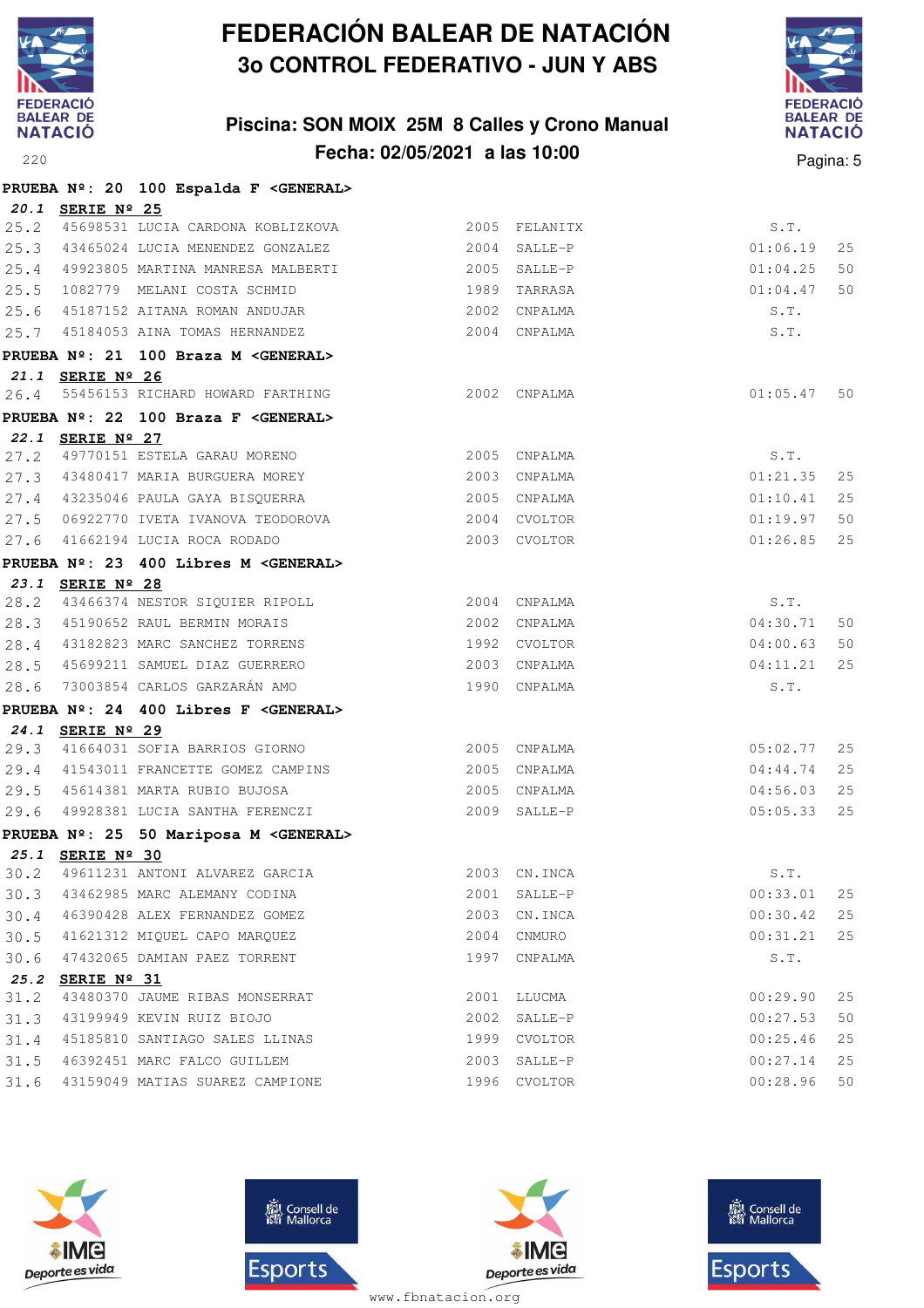# FEDERACIÓN BALEAR DE NATACIÓN
## 3o CONTROL FEDERATIVO - JUN Y ABS

### Piscina: SON MOIX 25M 8 Calles y Crono Manual
### Fecha: 02/05/2021 a las 10:00

**PRUEBA Nº: 20 100 Espalda F <GENERAL>**

***20.1*** **SERIE Nº 25**

| | | | | | | |
|---|---|---|---|---|---|---|
| 25.2 | 45698531 | LUCIA CARDONA KOBLIZKOVA | 2005 | FELANITX | S.T. | |
| 25.3 | 43465024 | LUCIA MENENDEZ GONZALEZ | 2004 | SALLE-P | 01:06.19 | 25 |
| 25.4 | 49923805 | MARTINA MANRESA MALBERTI | 2005 | SALLE-P | 01:04.25 | 50 |
| 25.5 | 1082779 | MELANI COSTA SCHMID | 1989 | TARRASA | 01:04.47 | 50 |
| 25.6 | 45187152 | AITANA ROMAN ANDUJAR | 2002 | CNPALMA | S.T. | |
| 25.7 | 45184053 | AINA TOMAS HERNANDEZ | 2004 | CNPALMA | S.T. | |

**PRUEBA Nº: 21 100 Braza M <GENERAL>**

***21.1*** **SERIE Nº 26**

| | | | | | | |
|---|---|---|---|---|---|---|
| 26.4 | 55456153 | RICHARD HOWARD FARTHING | 2002 | CNPALMA | 01:05.47 | 50 |

**PRUEBA Nº: 22 100 Braza F <GENERAL>**

***22.1*** **SERIE Nº 27**

| | | | | | | |
|---|---|---|---|---|---|---|
| 27.2 | 49770151 | ESTELA GARAU MORENO | 2005 | CNPALMA | S.T. | |
| 27.3 | 43480417 | MARIA BURGUERA MOREY | 2003 | CNPALMA | 01:21.35 | 25 |
| 27.4 | 43235046 | PAULA GAYA BISQUERRA | 2005 | CNPALMA | 01:10.41 | 25 |
| 27.5 | 06922770 | IVETA IVANOVA TEODOROVA | 2004 | CVOLTOR | 01:19.97 | 50 |
| 27.6 | 41662194 | LUCIA ROCA RODADO | 2003 | CVOLTOR | 01:26.85 | 25 |

**PRUEBA Nº: 23 400 Libres M <GENERAL>**

***23.1*** **SERIE Nº 28**

| | | | | | | |
|---|---|---|---|---|---|---|
| 28.2 | 43466374 | NESTOR SIQUIER RIPOLL | 2004 | CNPALMA | S.T. | |
| 28.3 | 45190652 | RAUL BERMIN MORAIS | 2002 | CNPALMA | 04:30.71 | 50 |
| 28.4 | 43182823 | MARC SANCHEZ TORRENS | 1992 | CVOLTOR | 04:00.63 | 50 |
| 28.5 | 45699211 | SAMUEL DIAZ GUERRERO | 2003 | CNPALMA | 04:11.21 | 25 |
| 28.6 | 73003854 | CARLOS GARZARÁN AMO | 1990 | CNPALMA | S.T. | |

**PRUEBA Nº: 24 400 Libres F <GENERAL>**

***24.1*** **SERIE Nº 29**

| | | | | | | |
|---|---|---|---|---|---|---|
| 29.3 | 41664031 | SOFIA BARRIOS GIORNO | 2005 | CNPALMA | 05:02.77 | 25 |
| 29.4 | 41543011 | FRANCETTE GOMEZ CAMPINS | 2005 | CNPALMA | 04:44.74 | 25 |
| 29.5 | 45614381 | MARTA RUBIO BUJOSA | 2005 | CNPALMA | 04:56.03 | 25 |
| 29.6 | 49928381 | LUCIA SANTHA FERENCZI | 2009 | SALLE-P | 05:05.33 | 25 |

**PRUEBA Nº: 25 50 Mariposa M <GENERAL>**

***25.1*** **SERIE Nº 30**

| | | | | | | |
|---|---|---|---|---|---|---|
| 30.2 | 49611231 | ANTONI ALVAREZ GARCIA | 2003 | CN.INCA | S.T. | |
| 30.3 | 43462985 | MARC ALEMANY CODINA | 2001 | SALLE-P | 00:33.01 | 25 |
| 30.4 | 46390428 | ALEX FERNANDEZ GOMEZ | 2003 | CN.INCA | 00:30.42 | 25 |
| 30.5 | 41621312 | MIQUEL CAPO MARQUEZ | 2004 | CNMURO | 00:31.21 | 25 |
| 30.6 | 47432065 | DAMIAN PAEZ TORRENT | 1997 | CNPALMA | S.T. | |

***25.2*** **SERIE Nº 31**

| | | | | | | |
|---|---|---|---|---|---|---|
| 31.2 | 43480370 | JAUME RIBAS MONSERRAT | 2001 | LLUCMA | 00:29.90 | 25 |
| 31.3 | 43199949 | KEVIN RUIZ BIOJO | 2002 | SALLE-P | 00:27.53 | 50 |
| 31.4 | 45185810 | SANTIAGO SALES LLINAS | 1999 | CVOLTOR | 00:25.46 | 25 |
| 31.5 | 46392451 | MARC FALCO GUILLEM | 2003 | SALLE-P | 00:27.14 | 25 |
| 31.6 | 43159049 | MATIAS SUAREZ CAMPIONE | 1996 | CVOLTOR | 00:28.96 | 50 |

www.fbnatacion.org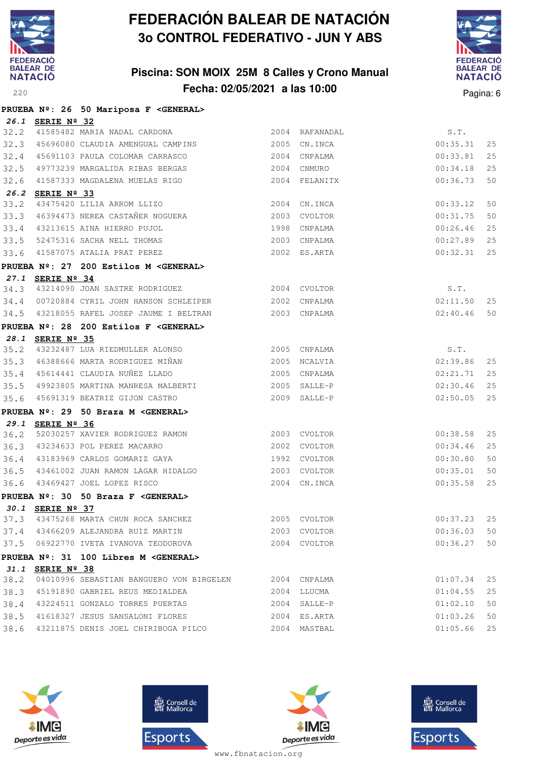# FEDERACIÓN BALEAR DE NATACIÓN
## 3o CONTROL FEDERATIVO - JUN Y ABS

### Piscina: SON MOIX 25M 8 Calles y Crono Manual
### Fecha: 02/05/2021 a las 10:00

**PRUEBA Nº: 26 50 Mariposa F <GENERAL>**

***26.1*** **SERIE Nº 32**

| | | | | | | |
|---|---|---|---|---|---|---|
| 32.2 | 41585482 | MARIA NADAL CARDONA | 2004 | RAFANADAL | S.T. | |
| 32.3 | 45696080 | CLAUDIA AMENGUAL CAMPINS | 2005 | CN.INCA | 00:35.31 | 25 |
| 32.4 | 45691103 | PAULA COLOMAR CARRASCO | 2004 | CNPALMA | 00:33.81 | 25 |
| 32.5 | 49773239 | MARGALIDA RIBAS BERGAS | 2004 | CNMURO | 00:34.18 | 25 |
| 32.6 | 41587333 | MAGDALENA MUELAS RIGO | 2004 | FELANITX | 00:36.73 | 50 |

***26.2*** **SERIE Nº 33**

| | | | | | | |
|---|---|---|---|---|---|---|
| 33.2 | 43475420 | LILIA ARROM LLIZO | 2004 | CN.INCA | 00:33.12 | 50 |
| 33.3 | 46394473 | NEREA CASTAÑER NOGUERA | 2003 | CVOLTOR | 00:31.75 | 50 |
| 33.4 | 43213615 | AINA HIERRO PUJOL | 1998 | CNPALMA | 00:26.46 | 25 |
| 33.5 | 52475316 | SACHA NELL THOMAS | 2003 | CNPALMA | 00:27.89 | 25 |
| 33.6 | 41587075 | ATALIA PRAT PEREZ | 2002 | ES.ARTA | 00:32.31 | 25 |

**PRUEBA Nº: 27 200 Estilos M <GENERAL>**

***27.1*** **SERIE Nº 34**

| | | | | | | |
|---|---|---|---|---|---|---|
| 34.3 | 43214090 | JOAN SASTRE RODRIGUEZ | 2004 | CVOLTOR | S.T. | |
| 34.4 | 00720884 | CYRIL JOHN HANSON SCHLEIPER | 2002 | CNPALMA | 02:11.50 | 25 |
| 34.5 | 43218055 | RAFEL JOSEP JAUME I BELTRAN | 2003 | CNPALMA | 02:40.46 | 50 |

**PRUEBA Nº: 28 200 Estilos F <GENERAL>**

***28.1*** **SERIE Nº 35**

| | | | | | | |
|---|---|---|---|---|---|---|
| 35.2 | 43232487 | LUA RIEDMULLER ALONSO | 2005 | CNPALMA | S.T. | |
| 35.3 | 46388666 | MARTA RODRIGUEZ MIÑAN | 2005 | NCALVIA | 02:39.86 | 25 |
| 35.4 | 45614441 | CLAUDIA NUÑEZ LLADO | 2005 | CNPALMA | 02:21.71 | 25 |
| 35.5 | 49923805 | MARTINA MANRESA MALBERTI | 2005 | SALLE-P | 02:30.46 | 25 |
| 35.6 | 45691319 | BEATRIZ GIJON CASTRO | 2009 | SALLE-P | 02:50.05 | 25 |

**PRUEBA Nº: 29 50 Braza M <GENERAL>**

***29.1*** **SERIE Nº 36**

| | | | | | | |
|---|---|---|---|---|---|---|
| 36.2 | 52030257 | XAVIER RODRIGUEZ RAMON | 2003 | CVOLTOR | 00:38.58 | 25 |
| 36.3 | 43234633 | POL PEREZ MACARRO | 2002 | CVOLTOR | 00:34.46 | 25 |
| 36.4 | 43183969 | CARLOS GOMARIZ GAYA | 1992 | CVOLTOR | 00:30.80 | 50 |
| 36.5 | 43461002 | JUAN RAMON LAGAR HIDALGO | 2003 | CVOLTOR | 00:35.01 | 50 |
| 36.6 | 43469427 | JOEL LOPEZ RISCO | 2004 | CN.INCA | 00:35.58 | 25 |

**PRUEBA Nº: 30 50 Braza F <GENERAL>**

***30.1*** **SERIE Nº 37**

| | | | | | | |
|---|---|---|---|---|---|---|
| 37.3 | 43475268 | MARTA CHUN ROCA SANCHEZ | 2005 | CVOLTOR | 00:37.23 | 25 |
| 37.4 | 43466209 | ALEJANDRA RUIZ MARTIN | 2003 | CVOLTOR | 00:36.03 | 50 |
| 37.5 | 06922770 | IVETA IVANOVA TEODOROVA | 2004 | CVOLTOR | 00:36.27 | 50 |

**PRUEBA Nº: 31 100 Libres M <GENERAL>**

***31.1*** **SERIE Nº 38**

| | | | | | | |
|---|---|---|---|---|---|---|
| 38.2 | 04010996 | SEBASTIAN BANGUERO VON BIRGELEN | 2004 | CNPALMA | 01:07.34 | 25 |
| 38.3 | 45191890 | GABRIEL REUS MEDIALDEA | 2004 | LLUCMA | 01:04.55 | 25 |
| 38.4 | 43224511 | GONZALO TORRES PUERTAS | 2004 | SALLE-P | 01:02.10 | 50 |
| 38.5 | 41618327 | JESUS SANSALONI FLORES | 2004 | ES.ARTA | 01:03.26 | 50 |
| 38.6 | 43211875 | DENIS JOEL CHIRIBOGA PILCO | 2004 | MASTBAL | 01:05.66 | 25 |

www.fbnatacion.org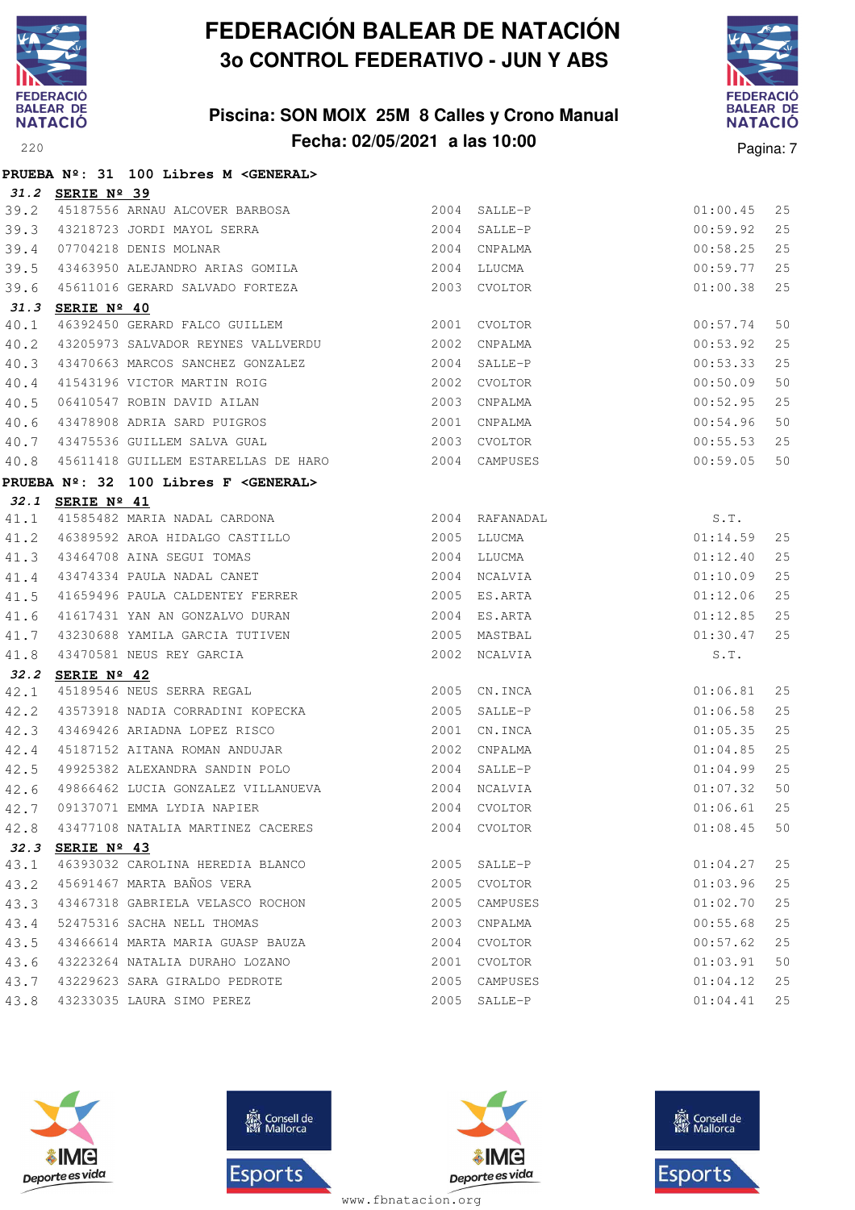# FEDERACIÓN BALEAR DE NATACIÓN

## 3o CONTROL FEDERATIVO - JUN Y ABS

### Piscina: SON MOIX 25M 8 Calles y Crono Manual

### Fecha: 02/05/2021 a las 10:00

**PRUEBA Nº: 31 100 Libres M <GENERAL>**

***31.2*** **SERIE Nº 39**

| | | | | | | |
|---|---|---|---|---|---|---|
| 39.2 | 45187556 | ARNAU ALCOVER BARBOSA | 2004 | SALLE-P | 01:00.45 | 25 |
| 39.3 | 43218723 | JORDI MAYOL SERRA | 2004 | SALLE-P | 00:59.92 | 25 |
| 39.4 | 07704218 | DENIS MOLNAR | 2004 | CNPALMA | 00:58.25 | 25 |
| 39.5 | 43463950 | ALEJANDRO ARIAS GOMILA | 2004 | LLUCMA | 00:59.77 | 25 |
| 39.6 | 45611016 | GERARD SALVADO FORTEZA | 2003 | CVOLTOR | 01:00.38 | 25 |

***31.3*** **SERIE Nº 40**

| | | | | | | |
|---|---|---|---|---|---|---|
| 40.1 | 46392450 | GERARD FALCO GUILLEM | 2001 | CVOLTOR | 00:57.74 | 50 |
| 40.2 | 43205973 | SALVADOR REYNES VALLVERDU | 2002 | CNPALMA | 00:53.92 | 25 |
| 40.3 | 43470663 | MARCOS SANCHEZ GONZALEZ | 2004 | SALLE-P | 00:53.33 | 25 |
| 40.4 | 41543196 | VICTOR MARTIN ROIG | 2002 | CVOLTOR | 00:50.09 | 50 |
| 40.5 | 06410547 | ROBIN DAVID AILAN | 2003 | CNPALMA | 00:52.95 | 25 |
| 40.6 | 43478908 | ADRIA SARD PUIGROS | 2001 | CNPALMA | 00:54.96 | 50 |
| 40.7 | 43475536 | GUILLEM SALVA GUAL | 2003 | CVOLTOR | 00:55.53 | 25 |
| 40.8 | 45611418 | GUILLEM ESTARELLAS DE HARO | 2004 | CAMPUSES | 00:59.05 | 50 |

**PRUEBA Nº: 32 100 Libres F <GENERAL>**

***32.1*** **SERIE Nº 41**

| | | | | | | |
|---|---|---|---|---|---|---|
| 41.1 | 41585482 | MARIA NADAL CARDONA | 2004 | RAFANADAL | S.T. | |
| 41.2 | 46389592 | AROA HIDALGO CASTILLO | 2005 | LLUCMA | 01:14.59 | 25 |
| 41.3 | 43464708 | AINA SEGUI TOMAS | 2004 | LLUCMA | 01:12.40 | 25 |
| 41.4 | 43474334 | PAULA NADAL CANET | 2004 | NCALVIA | 01:10.09 | 25 |
| 41.5 | 41659496 | PAULA CALDENTEY FERRER | 2005 | ES.ARTA | 01:12.06 | 25 |
| 41.6 | 41617431 | YAN AN GONZALVO DURAN | 2004 | ES.ARTA | 01:12.85 | 25 |
| 41.7 | 43230688 | YAMILA GARCIA TUTIVEN | 2005 | MASTBAL | 01:30.47 | 25 |
| 41.8 | 43470581 | NEUS REY GARCIA | 2002 | NCALVIA | S.T. | |

***32.2*** **SERIE Nº 42**

| | | | | | | |
|---|---|---|---|---|---|---|
| 42.1 | 45189546 | NEUS SERRA REGAL | 2005 | CN.INCA | 01:06.81 | 25 |
| 42.2 | 43573918 | NADIA CORRADINI KOPECKA | 2005 | SALLE-P | 01:06.58 | 25 |
| 42.3 | 43469426 | ARIADNA LOPEZ RISCO | 2001 | CN.INCA | 01:05.35 | 25 |
| 42.4 | 45187152 | AITANA ROMAN ANDUJAR | 2002 | CNPALMA | 01:04.85 | 25 |
| 42.5 | 49925382 | ALEXANDRA SANDIN POLO | 2004 | SALLE-P | 01:04.99 | 25 |
| 42.6 | 49866462 | LUCIA GONZALEZ VILLANUEVA | 2004 | NCALVIA | 01:07.32 | 50 |
| 42.7 | 09137071 | EMMA LYDIA NAPIER | 2004 | CVOLTOR | 01:06.61 | 25 |
| 42.8 | 43477108 | NATALIA MARTINEZ CACERES | 2004 | CVOLTOR | 01:08.45 | 50 |

***32.3*** **SERIE Nº 43**

| | | | | | | |
|---|---|---|---|---|---|---|
| 43.1 | 46393032 | CAROLINA HEREDIA BLANCO | 2005 | SALLE-P | 01:04.27 | 25 |
| 43.2 | 45691467 | MARTA BAÑOS VERA | 2005 | CVOLTOR | 01:03.96 | 25 |
| 43.3 | 43467318 | GABRIELA VELASCO ROCHON | 2005 | CAMPUSES | 01:02.70 | 25 |
| 43.4 | 52475316 | SACHA NELL THOMAS | 2003 | CNPALMA | 00:55.68 | 25 |
| 43.5 | 43466614 | MARTA MARIA GUASP BAUZA | 2004 | CVOLTOR | 00:57.62 | 25 |
| 43.6 | 43223264 | NATALIA DURAHO LOZANO | 2001 | CVOLTOR | 01:03.91 | 50 |
| 43.7 | 43229623 | SARA GIRALDO PEDROTE | 2005 | CAMPUSES | 01:04.12 | 25 |
| 43.8 | 43233035 | LAURA SIMO PEREZ | 2005 | SALLE-P | 01:04.41 | 25 |

www.fbnatacion.org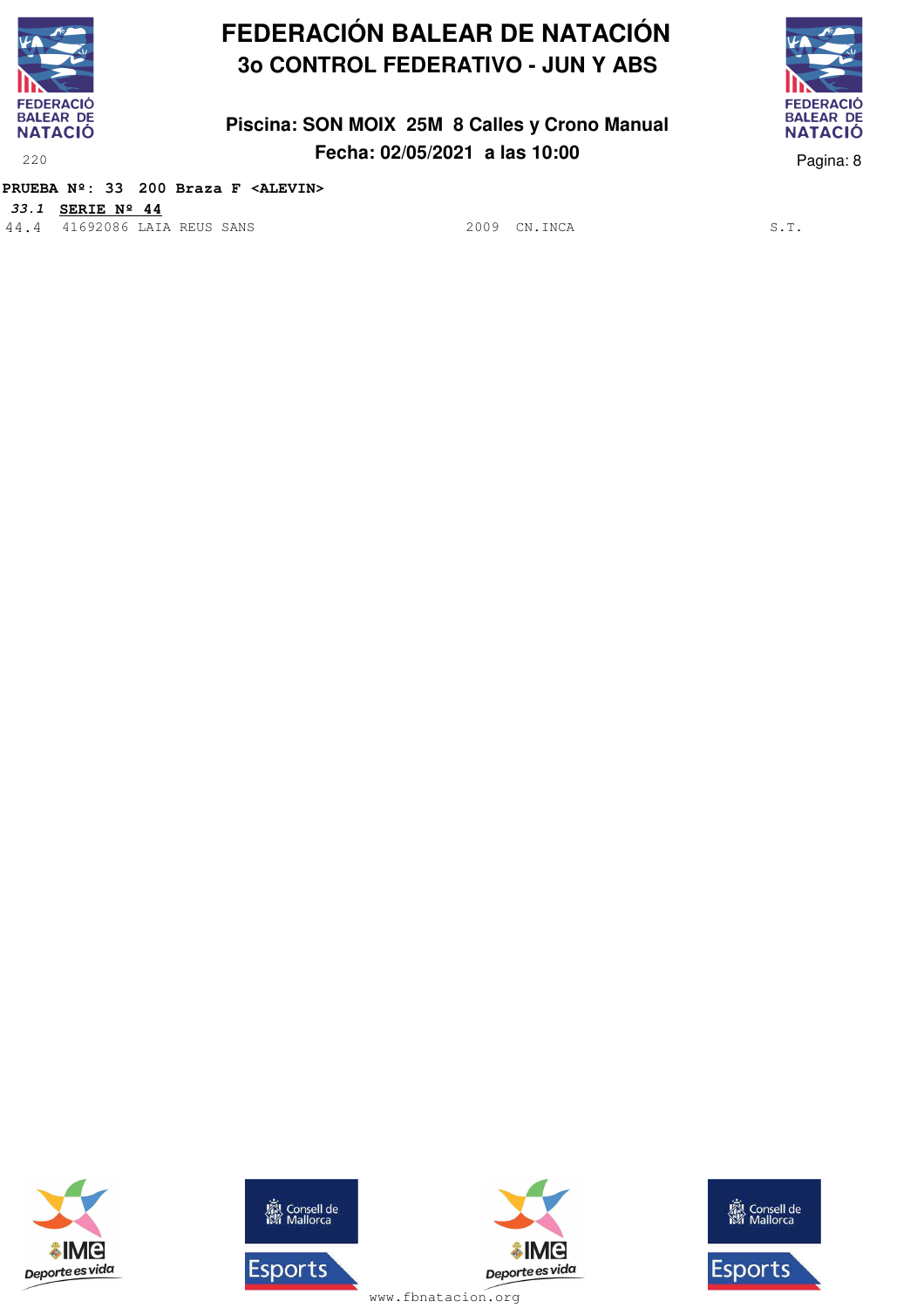# FEDERACIÓN BALEAR DE NATACIÓN

## 3o CONTROL FEDERATIVO - JUN Y ABS

**Piscina: SON MOIX 25M 8 Calles y Crono Manual**

**Fecha: 02/05/2021 a las 10:00**

220

**PRUEBA Nº: 33 200 Braza F <ALEVIN>**

*33.1* **SERIE Nº 44**

| | | | | | |
|---|---|---|---|---|---|
| 44.4 | 41692086 | LAIA REUS SANS | 2009 | CN.INCA | S.T. |

www.fbnatacion.org